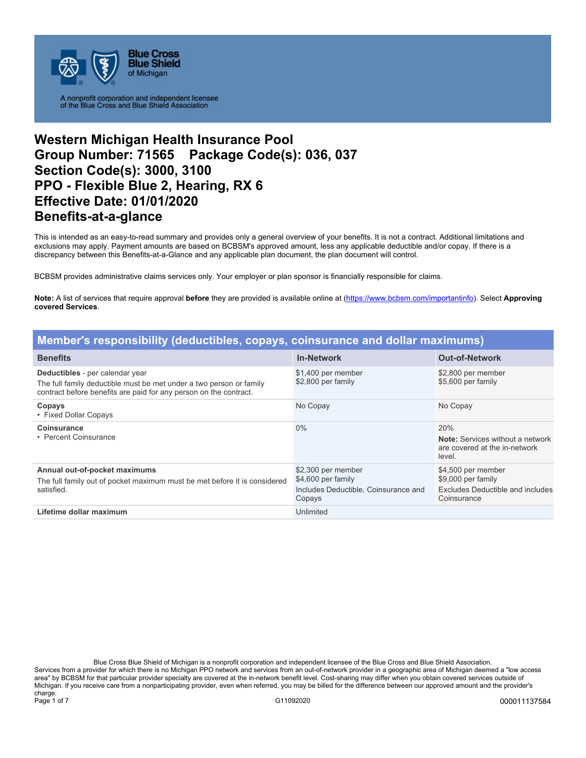Blue Cross Blue Shield of Michigan

A nonprofit corporation and independent licensee of the Blue Cross and Blue Shield Association

# Western Michigan Health Insurance Pool
# Group Number: 71565 Package Code(s): 036, 037
# Section Code(s): 3000, 3100
# PPO - Flexible Blue 2, Hearing, RX 6
# Effective Date: 01/01/2020
# Benefits-at-a-glance

This is intended as an easy-to-read summary and provides only a general overview of your benefits. It is not a contract. Additional limitations and exclusions may apply. Payment amounts are based on BCBSM's approved amount, less any applicable deductible and/or copay. If there is a discrepancy between this Benefits-at-a-Glance and any applicable plan document, the plan document will control.

BCBSM provides administrative claims services only. Your employer or plan sponsor is financially responsible for claims.

**Note:** A list of services that require approval **before** they are provided is available online at (https://www.bcbsm.com/importantinfo). Select **Approving covered Services**.

## Member's responsibility (deductibles, copays, coinsurance and dollar maximums)

| Benefits | In-Network | Out-of-Network |
|---|---|---|
| **Deductibles** - per calendar year<br>The full family deductible must be met under a two person or family contract before benefits are paid for any person on the contract. | $1,400 per member<br>$2,800 per family | $2,800 per member<br>$5,600 per family |
| **Copays**<br>• Fixed Dollar Copays | No Copay | No Copay |
| **Coinsurance**<br>• Percent Coinsurance | 0% | 20%<br>**Note:** Services without a network are covered at the in-network level. |
| **Annual out-of-pocket maximums**<br>The full family out of pocket maximum must be met before it is considered satisfied. | $2,300 per member<br>$4,600 per family<br>Includes Deductible, Coinsurance and Copays | $4,500 per member<br>$9,000 per family<br>Excludes Deductible and includes Coinsurance |
| **Lifetime dollar maximum** | Unlimited | |

Blue Cross Blue Shield of Michigan is a nonprofit corporation and independent licensee of the Blue Cross and Blue Shield Association.
Services from a provider for which there is no Michigan PPO network and services from an out-of-network provider in a geographic area of Michigan deemed a "low access area" by BCBSM for that particular provider specialty are covered at the in-network benefit level. Cost-sharing may differ when you obtain covered services outside of Michigan. If you receive care from a nonparticipating provider, even when referred, you may be billed for the difference between our approved amount and the provider's charge.

G11092020 000011137584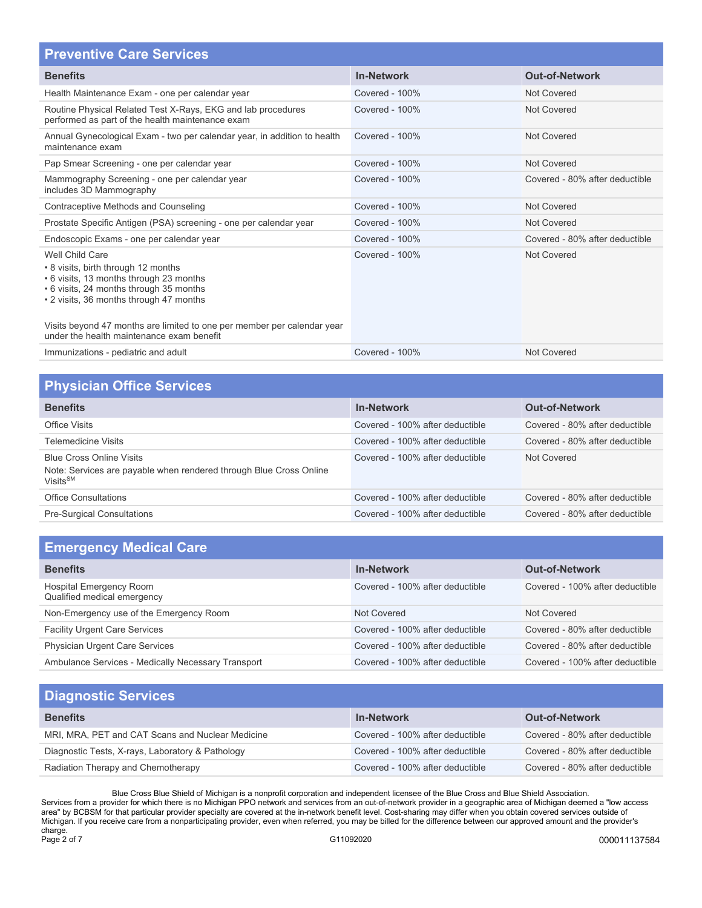## Preventive Care Services

| Benefits | In-Network | Out-of-Network |
| --- | --- | --- |
| Health Maintenance Exam - one per calendar year | Covered - 100% | Not Covered |
| Routine Physical Related Test X-Rays, EKG and lab procedures performed as part of the health maintenance exam | Covered - 100% | Not Covered |
| Annual Gynecological Exam - two per calendar year, in addition to health maintenance exam | Covered - 100% | Not Covered |
| Pap Smear Screening - one per calendar year | Covered - 100% | Not Covered |
| Mammography Screening - one per calendar year includes 3D Mammography | Covered - 100% | Covered - 80% after deductible |
| Contraceptive Methods and Counseling | Covered - 100% | Not Covered |
| Prostate Specific Antigen (PSA) screening - one per calendar year | Covered - 100% | Not Covered |
| Endoscopic Exams - one per calendar year | Covered - 100% | Covered - 80% after deductible |
| Well Child Care<br>• 8 visits, birth through 12 months<br>• 6 visits, 13 months through 23 months<br>• 6 visits, 24 months through 35 months<br>• 2 visits, 36 months through 47 months<br><br>Visits beyond 47 months are limited to one per member per calendar year under the health maintenance exam benefit | Covered - 100% | Not Covered |
| Immunizations - pediatric and adult | Covered - 100% | Not Covered |

## Physician Office Services

| Benefits | In-Network | Out-of-Network |
| --- | --- | --- |
| Office Visits | Covered - 100% after deductible | Covered - 80% after deductible |
| Telemedicine Visits | Covered - 100% after deductible | Covered - 80% after deductible |
| Blue Cross Online Visits<br>Note: Services are payable when rendered through Blue Cross Online Visits[SM] | Covered - 100% after deductible | Not Covered |
| Office Consultations | Covered - 100% after deductible | Covered - 80% after deductible |
| Pre-Surgical Consultations | Covered - 100% after deductible | Covered - 80% after deductible |

## Emergency Medical Care

| Benefits | In-Network | Out-of-Network |
| --- | --- | --- |
| Hospital Emergency Room<br>Qualified medical emergency | Covered - 100% after deductible | Covered - 100% after deductible |
| Non-Emergency use of the Emergency Room | Not Covered | Not Covered |
| Facility Urgent Care Services | Covered - 100% after deductible | Covered - 80% after deductible |
| Physician Urgent Care Services | Covered - 100% after deductible | Covered - 80% after deductible |
| Ambulance Services - Medically Necessary Transport | Covered - 100% after deductible | Covered - 100% after deductible |

## Diagnostic Services

| Benefits | In-Network | Out-of-Network |
| --- | --- | --- |
| MRI, MRA, PET and CAT Scans and Nuclear Medicine | Covered - 100% after deductible | Covered - 80% after deductible |
| Diagnostic Tests, X-rays, Laboratory & Pathology | Covered - 100% after deductible | Covered - 80% after deductible |
| Radiation Therapy and Chemotherapy | Covered - 100% after deductible | Covered - 80% after deductible |

Blue Cross Blue Shield of Michigan is a nonprofit corporation and independent licensee of the Blue Cross and Blue Shield Association.
Services from a provider for which there is no Michigan PPO network and services from an out-of-network provider in a geographic area of Michigan deemed a "low access area" by BCBSM for that particular provider specialty are covered at the in-network benefit level. Cost-sharing may differ when you obtain covered services outside of Michigan. If you receive care from a nonparticipating provider, even when referred, you may be billed for the difference between our approved amount and the provider's charge.

G11092020

000011137584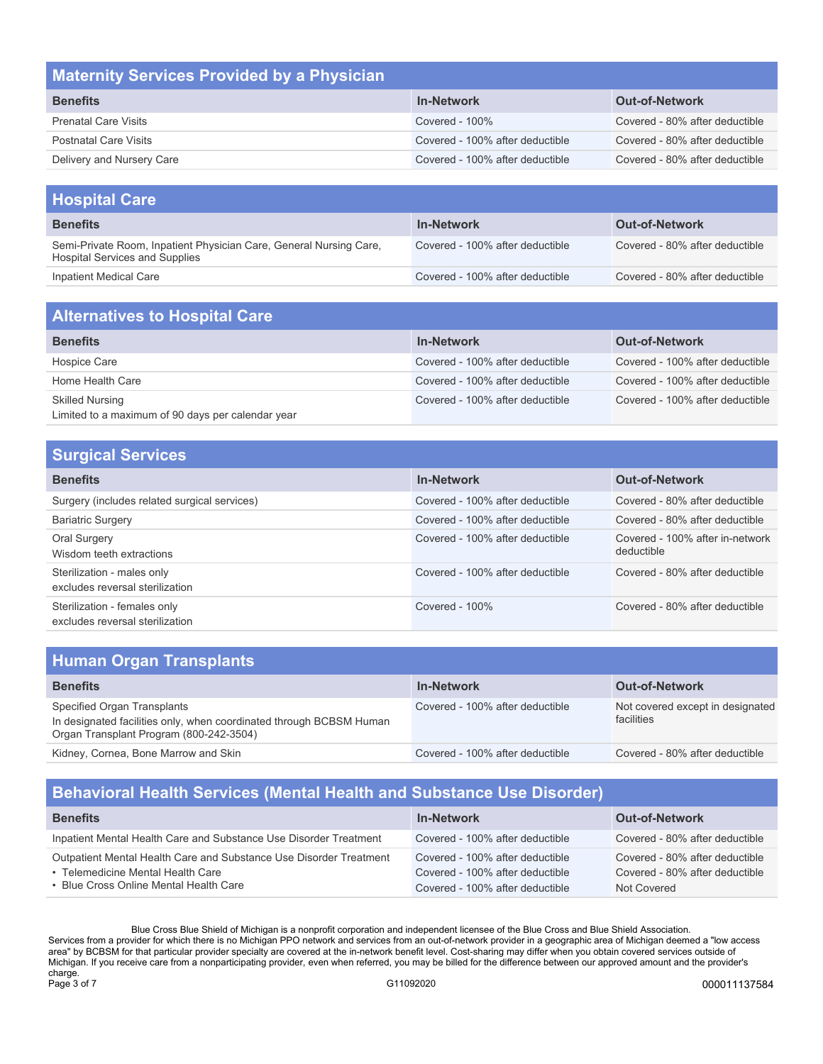## Maternity Services Provided by a Physician

| Benefits | In-Network | Out-of-Network |
| --- | --- | --- |
| Prenatal Care Visits | Covered - 100% | Covered - 80% after deductible |
| Postnatal Care Visits | Covered - 100% after deductible | Covered - 80% after deductible |
| Delivery and Nursery Care | Covered - 100% after deductible | Covered - 80% after deductible |

## Hospital Care

| Benefits | In-Network | Out-of-Network |
| --- | --- | --- |
| Semi-Private Room, Inpatient Physician Care, General Nursing Care, Hospital Services and Supplies | Covered - 100% after deductible | Covered - 80% after deductible |
| Inpatient Medical Care | Covered - 100% after deductible | Covered - 80% after deductible |

## Alternatives to Hospital Care

| Benefits | In-Network | Out-of-Network |
| --- | --- | --- |
| Hospice Care | Covered - 100% after deductible | Covered - 100% after deductible |
| Home Health Care | Covered - 100% after deductible | Covered - 100% after deductible |
| Skilled Nursing<br>Limited to a maximum of 90 days per calendar year | Covered - 100% after deductible | Covered - 100% after deductible |

## Surgical Services

| Benefits | In-Network | Out-of-Network |
| --- | --- | --- |
| Surgery (includes related surgical services) | Covered - 100% after deductible | Covered - 80% after deductible |
| Bariatric Surgery | Covered - 100% after deductible | Covered - 80% after deductible |
| Oral Surgery<br>Wisdom teeth extractions | Covered - 100% after deductible | Covered - 100% after in-network deductible |
| Sterilization - males only<br>excludes reversal sterilization | Covered - 100% after deductible | Covered - 80% after deductible |
| Sterilization - females only<br>excludes reversal sterilization | Covered - 100% | Covered - 80% after deductible |

## Human Organ Transplants

| Benefits | In-Network | Out-of-Network |
| --- | --- | --- |
| Specified Organ Transplants<br>In designated facilities only, when coordinated through BCBSM Human Organ Transplant Program (800-242-3504) | Covered - 100% after deductible | Not covered except in designated facilities |
| Kidney, Cornea, Bone Marrow and Skin | Covered - 100% after deductible | Covered - 80% after deductible |

## Behavioral Health Services (Mental Health and Substance Use Disorder)

| Benefits | In-Network | Out-of-Network |
| --- | --- | --- |
| Inpatient Mental Health Care and Substance Use Disorder Treatment | Covered - 100% after deductible | Covered - 80% after deductible |
| Outpatient Mental Health Care and Substance Use Disorder Treatment | Covered - 100% after deductible | Covered - 80% after deductible |
| • Telemedicine Mental Health Care | Covered - 100% after deductible | Covered - 80% after deductible |
| • Blue Cross Online Mental Health Care | Covered - 100% after deductible | Not Covered |

Blue Cross Blue Shield of Michigan is a nonprofit corporation and independent licensee of the Blue Cross and Blue Shield Association.
Services from a provider for which there is no Michigan PPO network and services from an out-of-network provider in a geographic area of Michigan deemed a "low access area" by BCBSM for that particular provider specialty are covered at the in-network benefit level. Cost-sharing may differ when you obtain covered services outside of Michigan. If you receive care from a nonparticipating provider, even when referred, you may be billed for the difference between our approved amount and the provider's charge.

G11092020 000011137584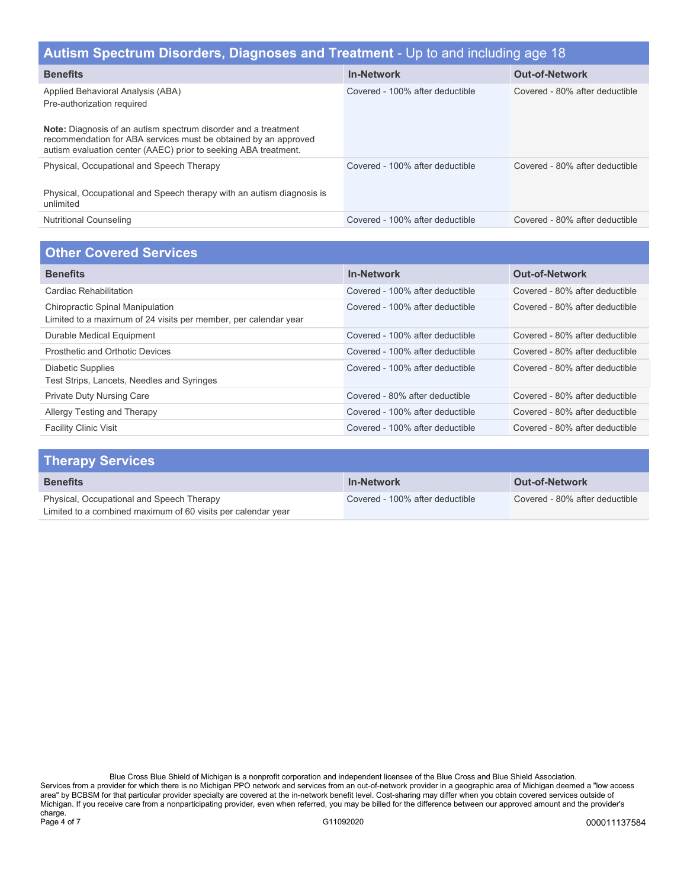## Autism Spectrum Disorders, Diagnoses and Treatment - Up to and including age 18

| Benefits | In-Network | Out-of-Network |
|---|---|---|
| Applied Behavioral Analysis (ABA)<br>Pre-authorization required<br><br>**Note:** Diagnosis of an autism spectrum disorder and a treatment recommendation for ABA services must be obtained by an approved autism evaluation center (AAEC) prior to seeking ABA treatment. | Covered - 100% after deductible | Covered - 80% after deductible |
| Physical, Occupational and Speech Therapy<br><br>Physical, Occupational and Speech therapy with an autism diagnosis is unlimited | Covered - 100% after deductible | Covered - 80% after deductible |
| Nutritional Counseling | Covered - 100% after deductible | Covered - 80% after deductible |

## Other Covered Services

| Benefits | In-Network | Out-of-Network |
|---|---|---|
| Cardiac Rehabilitation | Covered - 100% after deductible | Covered - 80% after deductible |
| Chiropractic Spinal Manipulation<br>Limited to a maximum of 24 visits per member, per calendar year | Covered - 100% after deductible | Covered - 80% after deductible |
| Durable Medical Equipment | Covered - 100% after deductible | Covered - 80% after deductible |
| Prosthetic and Orthotic Devices | Covered - 100% after deductible | Covered - 80% after deductible |
| Diabetic Supplies<br>Test Strips, Lancets, Needles and Syringes | Covered - 100% after deductible | Covered - 80% after deductible |
| Private Duty Nursing Care | Covered - 80% after deductible | Covered - 80% after deductible |
| Allergy Testing and Therapy | Covered - 100% after deductible | Covered - 80% after deductible |
| Facility Clinic Visit | Covered - 100% after deductible | Covered - 80% after deductible |

## Therapy Services

| Benefits | In-Network | Out-of-Network |
|---|---|---|
| Physical, Occupational and Speech Therapy<br>Limited to a combined maximum of 60 visits per calendar year | Covered - 100% after deductible | Covered - 80% after deductible |

Blue Cross Blue Shield of Michigan is a nonprofit corporation and independent licensee of the Blue Cross and Blue Shield Association.
Services from a provider for which there is no Michigan PPO network and services from an out-of-network provider in a geographic area of Michigan deemed a "low access area" by BCBSM for that particular provider specialty are covered at the in-network benefit level. Cost-sharing may differ when you obtain covered services outside of Michigan. If you receive care from a nonparticipating provider, even when referred, you may be billed for the difference between our approved amount and the provider's charge.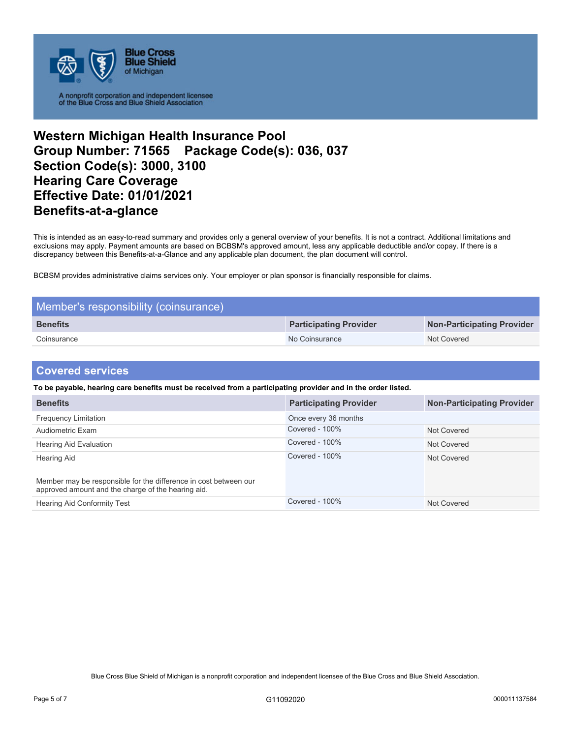Blue Cross Blue Shield of Michigan

A nonprofit corporation and independent licensee of the Blue Cross and Blue Shield Association

# Western Michigan Health Insurance Pool
# Group Number: 71565 Package Code(s): 036, 037
# Section Code(s): 3000, 3100
# Hearing Care Coverage
# Effective Date: 01/01/2021
# Benefits-at-a-glance

This is intended as an easy-to-read summary and provides only a general overview of your benefits. It is not a contract. Additional limitations and exclusions may apply. Payment amounts are based on BCBSM's approved amount, less any applicable deductible and/or copay. If there is a discrepancy between this Benefits-at-a-Glance and any applicable plan document, the plan document will control.

BCBSM provides administrative claims services only. Your employer or plan sponsor is financially responsible for claims.

## Member's responsibility (coinsurance)

| Benefits | Participating Provider | Non-Participating Provider |
|---|---|---|
| Coinsurance | No Coinsurance | Not Covered |

## Covered services

**To be payable, hearing care benefits must be received from a participating provider and in the order listed.**

| Benefits | Participating Provider | Non-Participating Provider |
|---|---|---|
| Frequency Limitation | Once every 36 months | |
| Audiometric Exam | Covered - 100% | Not Covered |
| Hearing Aid Evaluation | Covered - 100% | Not Covered |
| Hearing Aid<br><br>Member may be responsible for the difference in cost between our approved amount and the charge of the hearing aid. | Covered - 100% | Not Covered |
| Hearing Aid Conformity Test | Covered - 100% | Not Covered |

Blue Cross Blue Shield of Michigan is a nonprofit corporation and independent licensee of the Blue Cross and Blue Shield Association.

G11092020

000011137584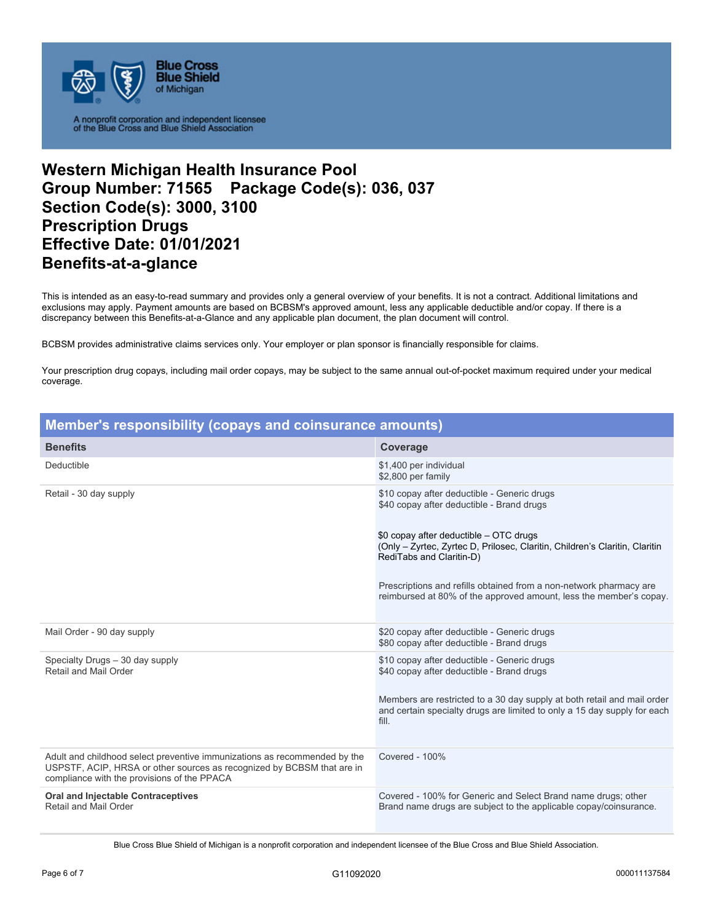Blue Cross Blue Shield of Michigan

A nonprofit corporation and independent licensee of the Blue Cross and Blue Shield Association

# Western Michigan Health Insurance Pool
# Group Number: 71565 Package Code(s): 036, 037
# Section Code(s): 3000, 3100
# Prescription Drugs
# Effective Date: 01/01/2021
# Benefits-at-a-glance

This is intended as an easy-to-read summary and provides only a general overview of your benefits. It is not a contract. Additional limitations and exclusions may apply. Payment amounts are based on BCBSM's approved amount, less any applicable deductible and/or copay. If there is a discrepancy between this Benefits-at-a-Glance and any applicable plan document, the plan document will control.

BCBSM provides administrative claims services only. Your employer or plan sponsor is financially responsible for claims.

Your prescription drug copays, including mail order copays, may be subject to the same annual out-of-pocket maximum required under your medical coverage.

## Member's responsibility (copays and coinsurance amounts)

| Benefits | Coverage |
|---|---|
| Deductible | $1,400 per individual<br>$2,800 per family |
| Retail - 30 day supply | $10 copay after deductible - Generic drugs<br>$40 copay after deductible - Brand drugs<br><br>$0 copay after deductible – OTC drugs<br>(Only – Zyrtec, Zyrtec D, Prilosec, Claritin, Children's Claritin, Claritin RediTabs and Claritin-D)<br><br>Prescriptions and refills obtained from a non-network pharmacy are reimbursed at 80% of the approved amount, less the member's copay. |
| Mail Order - 90 day supply | $20 copay after deductible - Generic drugs<br>$80 copay after deductible - Brand drugs |
| Specialty Drugs – 30 day supply<br>Retail and Mail Order | $10 copay after deductible - Generic drugs<br>$40 copay after deductible - Brand drugs<br><br>Members are restricted to a 30 day supply at both retail and mail order and certain specialty drugs are limited to only a 15 day supply for each fill. |
| Adult and childhood select preventive immunizations as recommended by the USPSTF, ACIP, HRSA or other sources as recognized by BCBSM that are in compliance with the provisions of the PPACA | Covered - 100% |
| **Oral and Injectable Contraceptives**<br>Retail and Mail Order | Covered - 100% for Generic and Select Brand name drugs; other Brand name drugs are subject to the applicable copay/coinsurance. |

Blue Cross Blue Shield of Michigan is a nonprofit corporation and independent licensee of the Blue Cross and Blue Shield Association.

G11092020

000011137584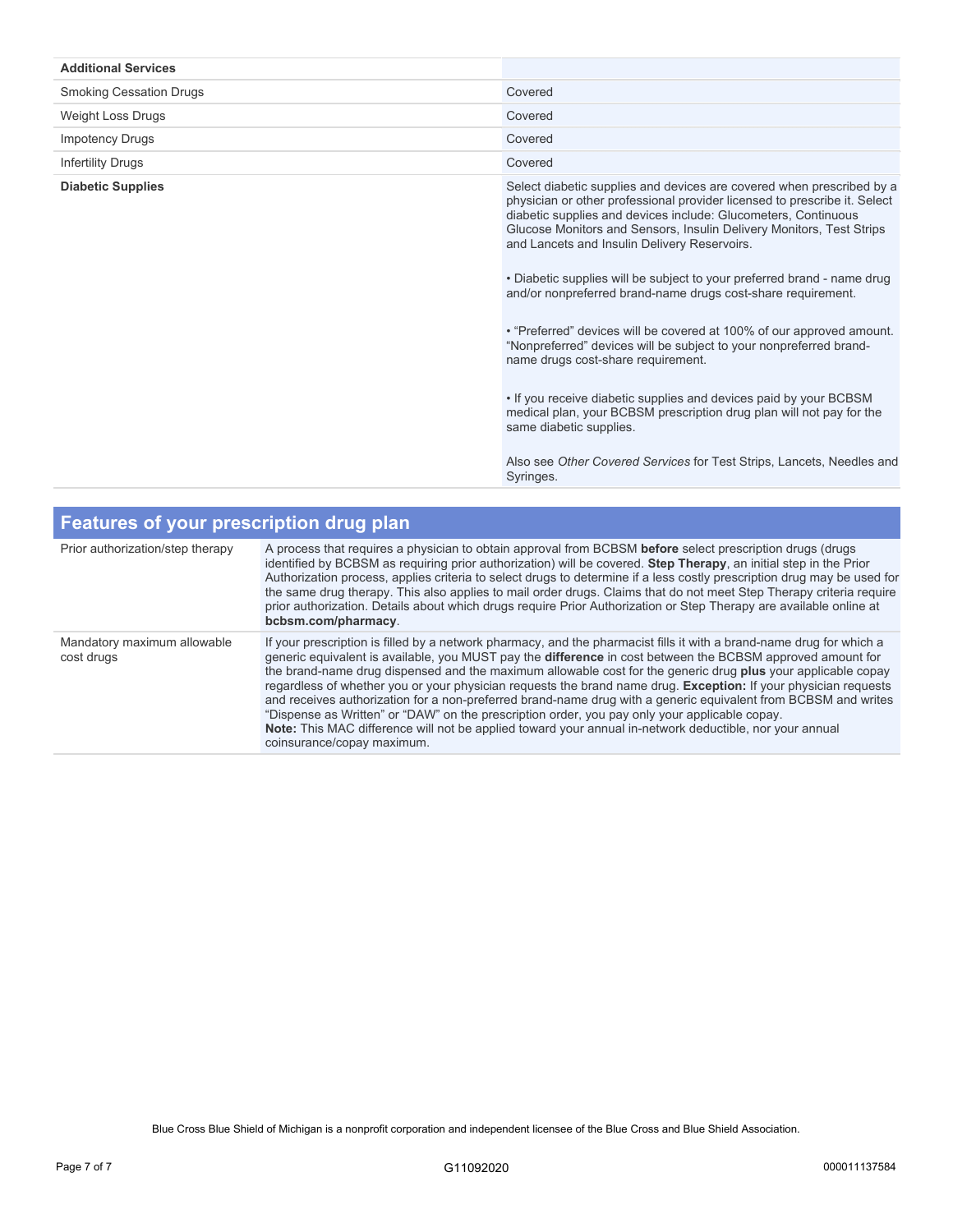| **Additional Services** | |
|---|---|
| Smoking Cessation Drugs | Covered |
| Weight Loss Drugs | Covered |
| Impotency Drugs | Covered |
| Infertility Drugs | Covered |
| **Diabetic Supplies** | Select diabetic supplies and devices are covered when prescribed by a physician or other professional provider licensed to prescribe it. Select diabetic supplies and devices include: Glucometers, Continuous Glucose Monitors and Sensors, Insulin Delivery Monitors, Test Strips and Lancets and Insulin Delivery Reservoirs.<br><br>• Diabetic supplies will be subject to your preferred brand - name drug and/or nonpreferred brand-name drugs cost-share requirement.<br><br>• "Preferred" devices will be covered at 100% of our approved amount. "Nonpreferred" devices will be subject to your nonpreferred brand-name drugs cost-share requirement.<br><br>• If you receive diabetic supplies and devices paid by your BCBSM medical plan, your BCBSM prescription drug plan will not pay for the same diabetic supplies.<br><br>Also see *Other Covered Services* for Test Strips, Lancets, Needles and Syringes. |

## Features of your prescription drug plan

| | |
|---|---|
| Prior authorization/step therapy | A process that requires a physician to obtain approval from BCBSM **before** select prescription drugs (drugs identified by BCBSM as requiring prior authorization) will be covered. **Step Therapy**, an initial step in the Prior Authorization process, applies criteria to select drugs to determine if a less costly prescription drug may be used for the same drug therapy. This also applies to mail order drugs. Claims that do not meet Step Therapy criteria require prior authorization. Details about which drugs require Prior Authorization or Step Therapy are available online at **bcbsm.com/pharmacy**. |
| Mandatory maximum allowable cost drugs | If your prescription is filled by a network pharmacy, and the pharmacist fills it with a brand-name drug for which a generic equivalent is available, you MUST pay the **difference** in cost between the BCBSM approved amount for the brand-name drug dispensed and the maximum allowable cost for the generic drug **plus** your applicable copay regardless of whether you or your physician requests the brand name drug. **Exception:** If your physician requests and receives authorization for a non-preferred brand-name drug with a generic equivalent from BCBSM and writes "Dispense as Written" or "DAW" on the prescription order, you pay only your applicable copay.<br>**Note:** This MAC difference will not be applied toward your annual in-network deductible, nor your annual coinsurance/copay maximum. |

Blue Cross Blue Shield of Michigan is a nonprofit corporation and independent licensee of the Blue Cross and Blue Shield Association.

G11092020

000011137584